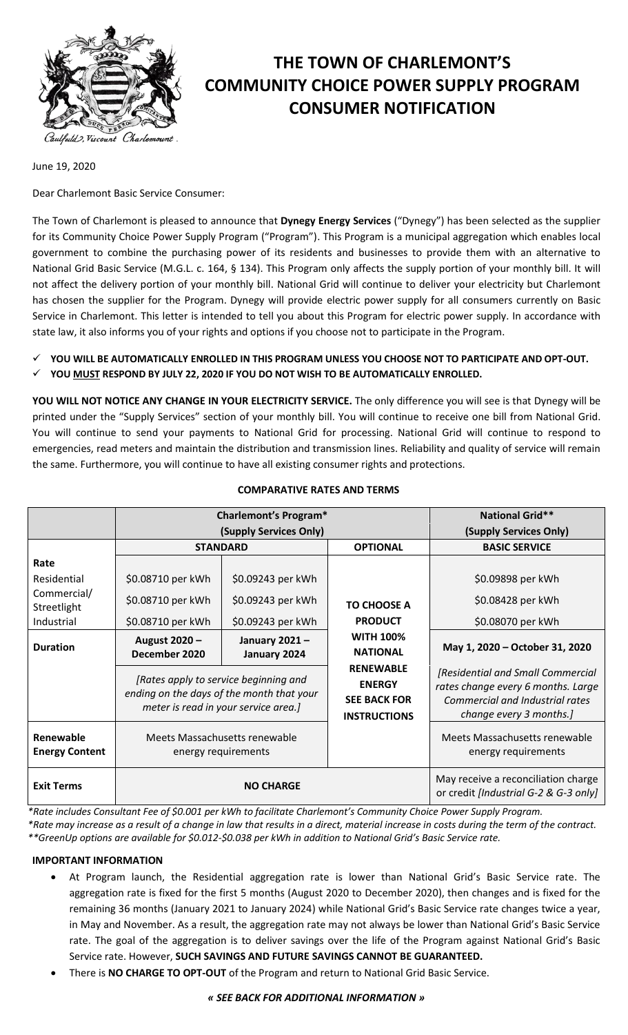# THE TOWN OF CHARLEMONT'S COMMUNITY CHOICE POWER SUPPLY PROGRAM CONSUMER NOTIFICATION

June 19, 2020

Dear Charlemont Basic Service Consumer:

The Town of Charlemont is pleased to announce that **Dynegy Energy Services** ("Dynegy") has been selected as the supplier for its Community Choice Power Supply Program ("Program"). This Program is a municipal aggregation which enables local government to combine the purchasing power of its residents and businesses to provide them with an alternative to National Grid Basic Service (M.G.L. c. 164, § 134). This Program only affects the supply portion of your monthly bill. It will not affect the delivery portion of your monthly bill. National Grid will continue to deliver your electricity but Charlemont has chosen the supplier for the Program. Dynegy will provide electric power supply for all consumers currently on Basic Service in Charlemont. This letter is intended to tell you about this Program for electric power supply. In accordance with state law, it also informs you of your rights and options if you choose not to participate in the Program.

- ✓ **YOU WILL BE AUTOMATICALLY ENROLLED IN THIS PROGRAM UNLESS YOU CHOOSE NOT TO PARTICIPATE AND OPT-OUT.**
- ✓ **YOU MUST RESPOND BY JULY 22, 2020 IF YOU DO NOT WISH TO BE AUTOMATICALLY ENROLLED.**

**YOU WILL NOT NOTICE ANY CHANGE IN YOUR ELECTRICITY SERVICE.** The only difference you will see is that Dynegy will be printed under the "Supply Services" section of your monthly bill. You will continue to receive one bill from National Grid. You will continue to send your payments to National Grid for processing. National Grid will continue to respond to emergencies, read meters and maintain the distribution and transmission lines. Reliability and quality of service will remain the same. Furthermore, you will continue to have all existing consumer rights and protections.

**COMPARATIVE RATES AND TERMS**

| | **Charlemont's Program* (Supply Services Only)** | | | **National Grid** (Supply Services Only)** |
|---|---|---|---|---|
| | **STANDARD** | | **OPTIONAL** | **BASIC SERVICE** |
| **Rate** | | | | |
| Residential | $0.08710 per kWh | $0.09243 per kWh | **TO CHOOSE A PRODUCT WITH 100% NATIONAL RENEWABLE ENERGY SEE BACK FOR INSTRUCTIONS** | $0.09898 per kWh |
| Commercial/ Streetlight | $0.08710 per kWh | $0.09243 per kWh | | $0.08428 per kWh |
| Industrial | $0.08710 per kWh | $0.09243 per kWh | | $0.08070 per kWh |
| **Duration** | **August 2020 – December 2020** | **January 2021 – January 2024** | | **May 1, 2020 – October 31, 2020** |
| | *[Rates apply to service beginning and ending on the days of the month that your meter is read in your service area.]* | | | *[Residential and Small Commercial rates change every 6 months. Large Commercial and Industrial rates change every 3 months.]* |
| **Renewable Energy Content** | Meets Massachusetts renewable energy requirements | | | Meets Massachusetts renewable energy requirements |
| **Exit Terms** | **NO CHARGE** | | | May receive a reconciliation charge or credit *[Industrial G-2 & G-3 only]* |

*\*Rate includes Consultant Fee of $0.001 per kWh to facilitate Charlemont's Community Choice Power Supply Program.*
*\*Rate may increase as a result of a change in law that results in a direct, material increase in costs during the term of the contract.*
*\*\*GreenUp options are available for $0.012-$0.038 per kWh in addition to National Grid's Basic Service rate.*

**IMPORTANT INFORMATION**

- At Program launch, the Residential aggregation rate is lower than National Grid's Basic Service rate. The aggregation rate is fixed for the first 5 months (August 2020 to December 2020), then changes and is fixed for the remaining 36 months (January 2021 to January 2024) while National Grid's Basic Service rate changes twice a year, in May and November. As a result, the aggregation rate may not always be lower than National Grid's Basic Service rate. The goal of the aggregation is to deliver savings over the life of the Program against National Grid's Basic Service rate. However, **SUCH SAVINGS AND FUTURE SAVINGS CANNOT BE GUARANTEED.**
- There is **NO CHARGE TO OPT-OUT** of the Program and return to National Grid Basic Service.

***« SEE BACK FOR ADDITIONAL INFORMATION »***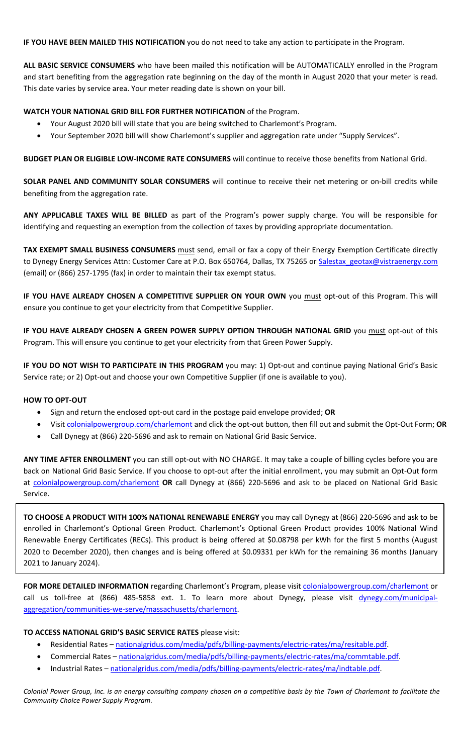**IF YOU HAVE BEEN MAILED THIS NOTIFICATION** you do not need to take any action to participate in the Program.

**ALL BASIC SERVICE CONSUMERS** who have been mailed this notification will be AUTOMATICALLY enrolled in the Program and start benefiting from the aggregation rate beginning on the day of the month in August 2020 that your meter is read. This date varies by service area. Your meter reading date is shown on your bill.

**WATCH YOUR NATIONAL GRID BILL FOR FURTHER NOTIFICATION** of the Program.

- Your August 2020 bill will state that you are being switched to Charlemont's Program.
- Your September 2020 bill will show Charlemont's supplier and aggregation rate under "Supply Services".

**BUDGET PLAN OR ELIGIBLE LOW-INCOME RATE CONSUMERS** will continue to receive those benefits from National Grid.

**SOLAR PANEL AND COMMUNITY SOLAR CONSUMERS** will continue to receive their net metering or on-bill credits while benefiting from the aggregation rate.

**ANY APPLICABLE TAXES WILL BE BILLED** as part of the Program's power supply charge. You will be responsible for identifying and requesting an exemption from the collection of taxes by providing appropriate documentation.

**TAX EXEMPT SMALL BUSINESS CONSUMERS** must send, email or fax a copy of their Energy Exemption Certificate directly to Dynegy Energy Services Attn: Customer Care at P.O. Box 650764, Dallas, TX 75265 or Salestax_geotax@vistraenergy.com (email) or (866) 257-1795 (fax) in order to maintain their tax exempt status.

**IF YOU HAVE ALREADY CHOSEN A COMPETITIVE SUPPLIER ON YOUR OWN** you must opt-out of this Program. This will ensure you continue to get your electricity from that Competitive Supplier.

**IF YOU HAVE ALREADY CHOSEN A GREEN POWER SUPPLY OPTION THROUGH NATIONAL GRID** you must opt-out of this Program. This will ensure you continue to get your electricity from that Green Power Supply.

**IF YOU DO NOT WISH TO PARTICIPATE IN THIS PROGRAM** you may: 1) Opt-out and continue paying National Grid's Basic Service rate; or 2) Opt-out and choose your own Competitive Supplier (if one is available to you).

**HOW TO OPT-OUT**

- Sign and return the enclosed opt-out card in the postage paid envelope provided; **OR**
- Visit colonialpowergroup.com/charlemont and click the opt-out button, then fill out and submit the Opt-Out Form; **OR**
- Call Dynegy at (866) 220-5696 and ask to remain on National Grid Basic Service.

**ANY TIME AFTER ENROLLMENT** you can still opt-out with NO CHARGE. It may take a couple of billing cycles before you are back on National Grid Basic Service. If you choose to opt-out after the initial enrollment, you may submit an Opt-Out form at colonialpowergroup.com/charlemont **OR** call Dynegy at (866) 220-5696 and ask to be placed on National Grid Basic Service.

**TO CHOOSE A PRODUCT WITH 100% NATIONAL RENEWABLE ENERGY** you may call Dynegy at (866) 220-5696 and ask to be enrolled in Charlemont's Optional Green Product. Charlemont's Optional Green Product provides 100% National Wind Renewable Energy Certificates (RECs). This product is being offered at $0.08798 per kWh for the first 5 months (August 2020 to December 2020), then changes and is being offered at $0.09331 per kWh for the remaining 36 months (January 2021 to January 2024).

**FOR MORE DETAILED INFORMATION** regarding Charlemont's Program, please visit colonialpowergroup.com/charlemont or call us toll-free at (866) 485-5858 ext. 1. To learn more about Dynegy, please visit dynegy.com/municipal-aggregation/communities-we-serve/massachusetts/charlemont.

**TO ACCESS NATIONAL GRID'S BASIC SERVICE RATES** please visit:

- Residential Rates – nationalgridus.com/media/pdfs/billing-payments/electric-rates/ma/resitable.pdf.
- Commercial Rates – nationalgridus.com/media/pdfs/billing-payments/electric-rates/ma/commtable.pdf.
- Industrial Rates – nationalgridus.com/media/pdfs/billing-payments/electric-rates/ma/indtable.pdf.

*Colonial Power Group, Inc. is an energy consulting company chosen on a competitive basis by the Town of Charlemont to facilitate the Community Choice Power Supply Program.*